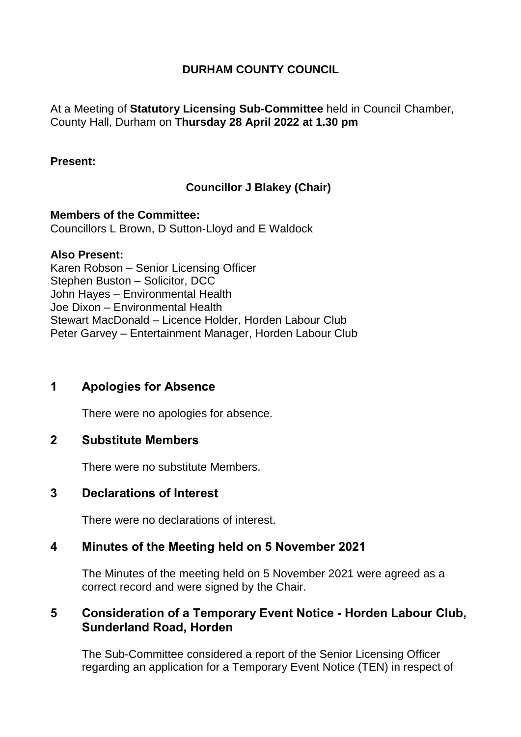# DURHAM COUNTY COUNCIL

At a Meeting of **Statutory Licensing Sub-Committee** held in Council Chamber, County Hall, Durham on **Thursday 28 April 2022 at 1.30 pm**

**Present:**

**Councillor J Blakey (Chair)**

**Members of the Committee:**
Councillors L Brown, D Sutton-Lloyd and E Waldock

**Also Present:**
Karen Robson – Senior Licensing Officer
Stephen Buston – Solicitor, DCC
John Hayes – Environmental Health
Joe Dixon – Environmental Health
Stewart MacDonald – Licence Holder, Horden Labour Club
Peter Garvey – Entertainment Manager, Horden Labour Club

## 1 Apologies for Absence

There were no apologies for absence.

## 2 Substitute Members

There were no substitute Members.

## 3 Declarations of Interest

There were no declarations of interest.

## 4 Minutes of the Meeting held on 5 November 2021

The Minutes of the meeting held on 5 November 2021 were agreed as a correct record and were signed by the Chair.

## 5 Consideration of a Temporary Event Notice - Horden Labour Club, Sunderland Road, Horden

The Sub-Committee considered a report of the Senior Licensing Officer regarding an application for a Temporary Event Notice (TEN) in respect of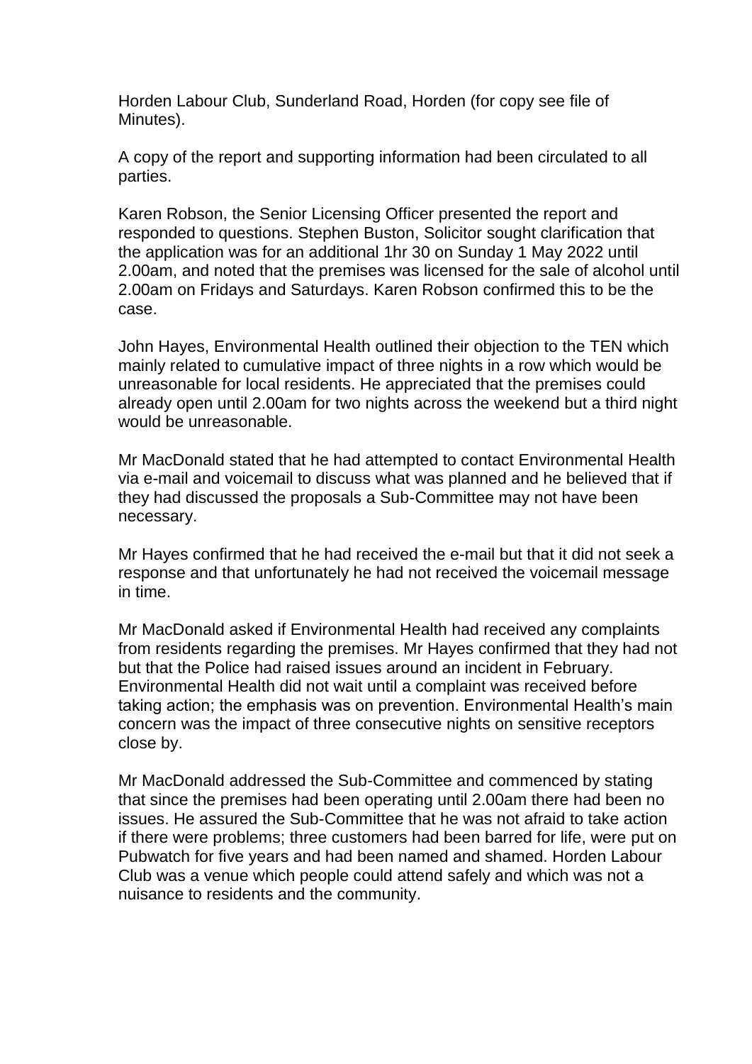Horden Labour Club, Sunderland Road, Horden (for copy see file of Minutes).

A copy of the report and supporting information had been circulated to all parties.

Karen Robson, the Senior Licensing Officer presented the report and responded to questions. Stephen Buston, Solicitor sought clarification that the application was for an additional 1hr 30 on Sunday 1 May 2022 until 2.00am, and noted that the premises was licensed for the sale of alcohol until 2.00am on Fridays and Saturdays. Karen Robson confirmed this to be the case.

John Hayes, Environmental Health outlined their objection to the TEN which mainly related to cumulative impact of three nights in a row which would be unreasonable for local residents. He appreciated that the premises could already open until 2.00am for two nights across the weekend but a third night would be unreasonable.

Mr MacDonald stated that he had attempted to contact Environmental Health via e-mail and voicemail to discuss what was planned and he believed that if they had discussed the proposals a Sub-Committee may not have been necessary.

Mr Hayes confirmed that he had received the e-mail but that it did not seek a response and that unfortunately he had not received the voicemail message in time.

Mr MacDonald asked if Environmental Health had received any complaints from residents regarding the premises. Mr Hayes confirmed that they had not but that the Police had raised issues around an incident in February. Environmental Health did not wait until a complaint was received before taking action; the emphasis was on prevention. Environmental Health's main concern was the impact of three consecutive nights on sensitive receptors close by.

Mr MacDonald addressed the Sub-Committee and commenced by stating that since the premises had been operating until 2.00am there had been no issues. He assured the Sub-Committee that he was not afraid to take action if there were problems; three customers had been barred for life, were put on Pubwatch for five years and had been named and shamed. Horden Labour Club was a venue which people could attend safely and which was not a nuisance to residents and the community.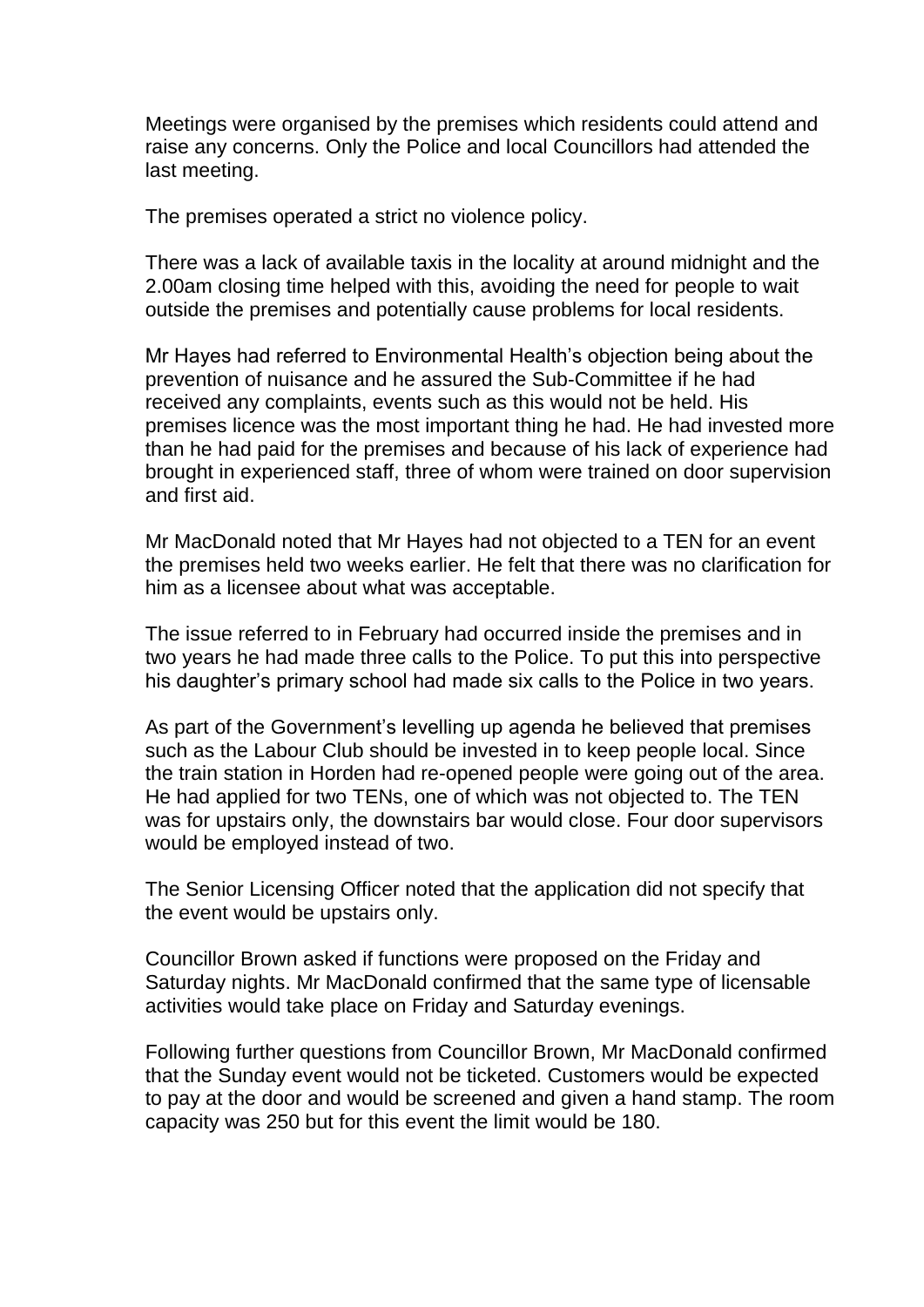Meetings were organised by the premises which residents could attend and raise any concerns. Only the Police and local Councillors had attended the last meeting.

The premises operated a strict no violence policy.

There was a lack of available taxis in the locality at around midnight and the 2.00am closing time helped with this, avoiding the need for people to wait outside the premises and potentially cause problems for local residents.

Mr Hayes had referred to Environmental Health's objection being about the prevention of nuisance and he assured the Sub-Committee if he had received any complaints, events such as this would not be held. His premises licence was the most important thing he had. He had invested more than he had paid for the premises and because of his lack of experience had brought in experienced staff, three of whom were trained on door supervision and first aid.

Mr MacDonald noted that Mr Hayes had not objected to a TEN for an event the premises held two weeks earlier. He felt that there was no clarification for him as a licensee about what was acceptable.

The issue referred to in February had occurred inside the premises and in two years he had made three calls to the Police. To put this into perspective his daughter's primary school had made six calls to the Police in two years.

As part of the Government's levelling up agenda he believed that premises such as the Labour Club should be invested in to keep people local. Since the train station in Horden had re-opened people were going out of the area. He had applied for two TENs, one of which was not objected to. The TEN was for upstairs only, the downstairs bar would close. Four door supervisors would be employed instead of two.

The Senior Licensing Officer noted that the application did not specify that the event would be upstairs only.

Councillor Brown asked if functions were proposed on the Friday and Saturday nights. Mr MacDonald confirmed that the same type of licensable activities would take place on Friday and Saturday evenings.

Following further questions from Councillor Brown, Mr MacDonald confirmed that the Sunday event would not be ticketed. Customers would be expected to pay at the door and would be screened and given a hand stamp. The room capacity was 250 but for this event the limit would be 180.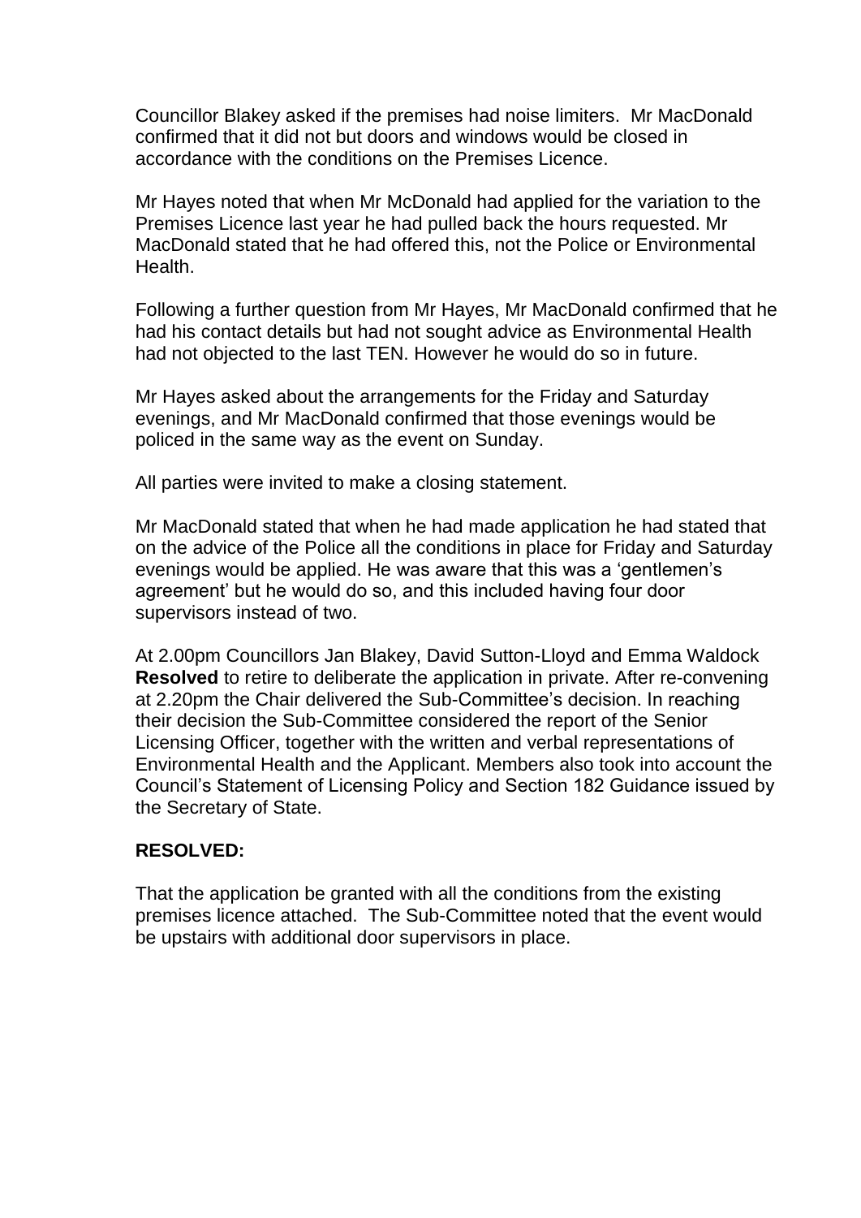Councillor Blakey asked if the premises had noise limiters. Mr MacDonald confirmed that it did not but doors and windows would be closed in accordance with the conditions on the Premises Licence.

Mr Hayes noted that when Mr McDonald had applied for the variation to the Premises Licence last year he had pulled back the hours requested. Mr MacDonald stated that he had offered this, not the Police or Environmental Health.

Following a further question from Mr Hayes, Mr MacDonald confirmed that he had his contact details but had not sought advice as Environmental Health had not objected to the last TEN. However he would do so in future.

Mr Hayes asked about the arrangements for the Friday and Saturday evenings, and Mr MacDonald confirmed that those evenings would be policed in the same way as the event on Sunday.

All parties were invited to make a closing statement.

Mr MacDonald stated that when he had made application he had stated that on the advice of the Police all the conditions in place for Friday and Saturday evenings would be applied. He was aware that this was a 'gentlemen's agreement' but he would do so, and this included having four door supervisors instead of two.

At 2.00pm Councillors Jan Blakey, David Sutton-Lloyd and Emma Waldock **Resolved** to retire to deliberate the application in private. After re-convening at 2.20pm the Chair delivered the Sub-Committee's decision. In reaching their decision the Sub-Committee considered the report of the Senior Licensing Officer, together with the written and verbal representations of Environmental Health and the Applicant. Members also took into account the Council's Statement of Licensing Policy and Section 182 Guidance issued by the Secretary of State.

**RESOLVED:**

That the application be granted with all the conditions from the existing premises licence attached. The Sub-Committee noted that the event would be upstairs with additional door supervisors in place.